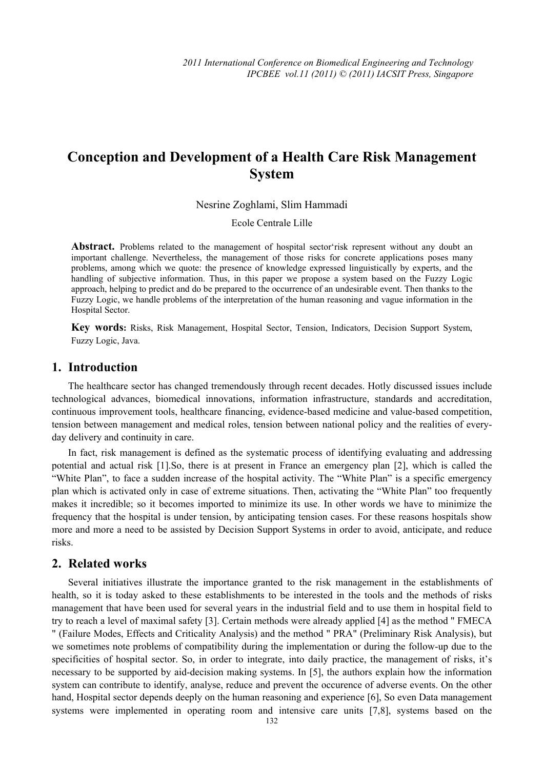# Conception and Development of a Health Care Risk Management System

Nesrine Zoghlami, Slim Hammadi

Ecole Centrale Lille

**Abstract.** Problems related to the management of hospital sector'risk represent without any doubt an important challenge. Nevertheless, the management of those risks for concrete applications poses many problems, among which we quote: the presence of knowledge expressed linguistically by experts, and the handling of subjective information. Thus, in this paper we propose a system based on the Fuzzy Logic approach, helping to predict and do be prepared to the occurrence of an undesirable event. Then thanks to the Fuzzy Logic, we handle problems of the interpretation of the human reasoning and vague information in the Hospital Sector.

**Key words:** Risks, Risk Management, Hospital Sector, Tension, Indicators, Decision Support System, Fuzzy Logic, Java.

## 1. Introduction

The healthcare sector has changed tremendously through recent decades. Hotly discussed issues include technological advances, biomedical innovations, information infrastructure, standards and accreditation, continuous improvement tools, healthcare financing, evidence-based medicine and value-based competition, tension between management and medical roles, tension between national policy and the realities of every-day delivery and continuity in care.

In fact, risk management is defined as the systematic process of identifying evaluating and addressing potential and actual risk [1].So, there is at present in France an emergency plan [2], which is called the "White Plan", to face a sudden increase of the hospital activity. The "White Plan" is a specific emergency plan which is activated only in case of extreme situations. Then, activating the "White Plan" too frequently makes it incredible; so it becomes imported to minimize its use. In other words we have to minimize the frequency that the hospital is under tension, by anticipating tension cases. For these reasons hospitals show more and more a need to be assisted by Decision Support Systems in order to avoid, anticipate, and reduce risks.

## 2. Related works

Several initiatives illustrate the importance granted to the risk management in the establishments of health, so it is today asked to these establishments to be interested in the tools and the methods of risks management that have been used for several years in the industrial field and to use them in hospital field to try to reach a level of maximal safety [3]. Certain methods were already applied [4] as the method " FMECA " (Failure Modes, Effects and Criticality Analysis) and the method " PRA" (Preliminary Risk Analysis), but we sometimes note problems of compatibility during the implementation or during the follow-up due to the specificities of hospital sector. So, in order to integrate, into daily practice, the management of risks, it's necessary to be supported by aid-decision making systems. In [5], the authors explain how the information system can contribute to identify, analyse, reduce and prevent the occurence of adverse events. On the other hand, Hospital sector depends deeply on the human reasoning and experience [6], So even Data management systems were implemented in operating room and intensive care units [7,8], systems based on the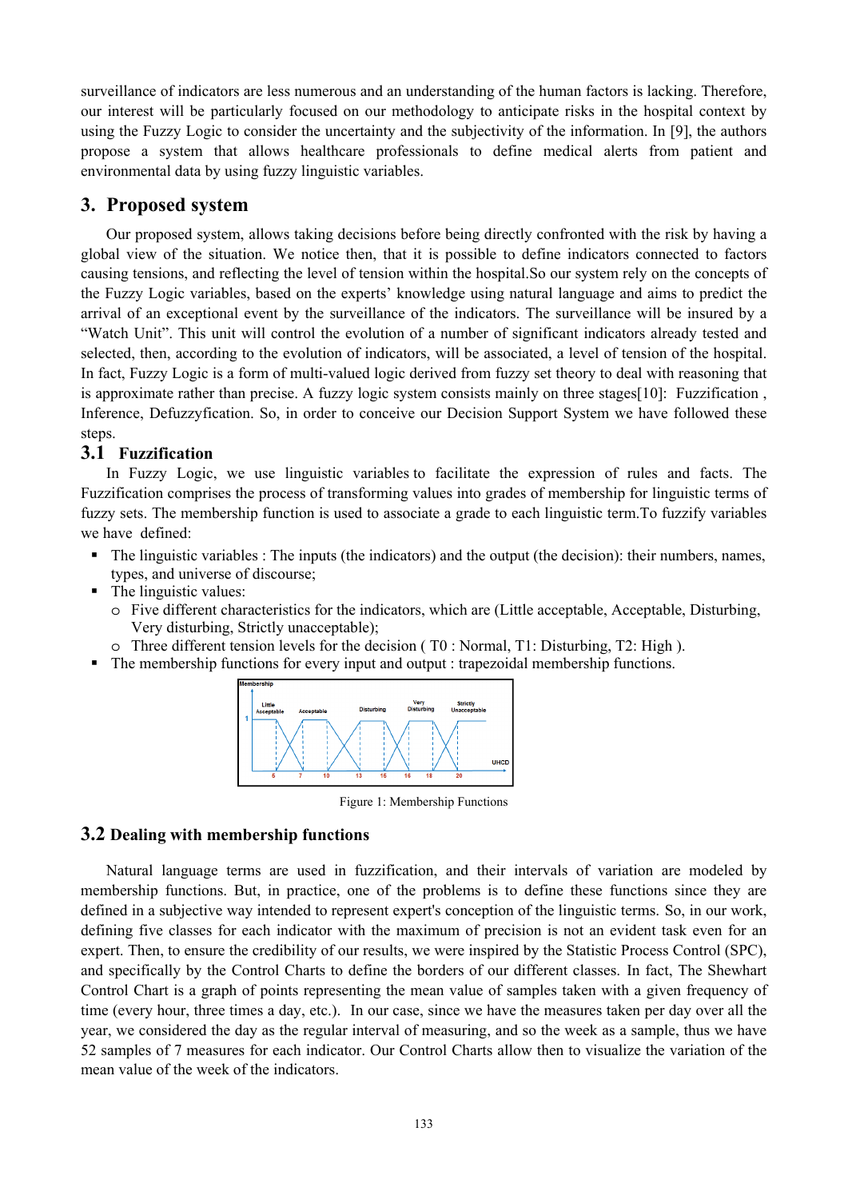surveillance of indicators are less numerous and an understanding of the human factors is lacking. Therefore, our interest will be particularly focused on our methodology to anticipate risks in the hospital context by using the Fuzzy Logic to consider the uncertainty and the subjectivity of the information. In [9], the authors propose a system that allows healthcare professionals to define medical alerts from patient and environmental data by using fuzzy linguistic variables.

## 3. Proposed system

Our proposed system, allows taking decisions before being directly confronted with the risk by having a global view of the situation. We notice then, that it is possible to define indicators connected to factors causing tensions, and reflecting the level of tension within the hospital.So our system rely on the concepts of the Fuzzy Logic variables, based on the experts' knowledge using natural language and aims to predict the arrival of an exceptional event by the surveillance of the indicators. The surveillance will be insured by a "Watch Unit". This unit will control the evolution of a number of significant indicators already tested and selected, then, according to the evolution of indicators, will be associated, a level of tension of the hospital. In fact, Fuzzy Logic is a form of multi-valued logic derived from fuzzy set theory to deal with reasoning that is approximate rather than precise. A fuzzy logic system consists mainly on three stages[10]: Fuzzification , Inference, Defuzzyfication. So, in order to conceive our Decision Support System we have followed these steps.

### 3.1 Fuzzification

In Fuzzy Logic, we use linguistic variables to facilitate the expression of rules and facts. The Fuzzification comprises the process of transforming values into grades of membership for linguistic terms of fuzzy sets. The membership function is used to associate a grade to each linguistic term.To fuzzify variables we have defined:

- The linguistic variables : The inputs (the indicators) and the output (the decision): their numbers, names, types, and universe of discourse;
- The linguistic values:
  - Five different characteristics for the indicators, which are (Little acceptable, Acceptable, Disturbing, Very disturbing, Strictly unacceptable);
  - Three different tension levels for the decision ( T0 : Normal, T1: Disturbing, T2: High ).
- The membership functions for every input and output : trapezoidal membership functions.

Figure 1: Membership Functions

### 3.2 Dealing with membership functions

Natural language terms are used in fuzzification, and their intervals of variation are modeled by membership functions. But, in practice, one of the problems is to define these functions since they are defined in a subjective way intended to represent expert's conception of the linguistic terms. So, in our work, defining five classes for each indicator with the maximum of precision is not an evident task even for an expert. Then, to ensure the credibility of our results, we were inspired by the Statistic Process Control (SPC), and specifically by the Control Charts to define the borders of our different classes. In fact, The Shewhart Control Chart is a graph of points representing the mean value of samples taken with a given frequency of time (every hour, three times a day, etc.). In our case, since we have the measures taken per day over all the year, we considered the day as the regular interval of measuring, and so the week as a sample, thus we have 52 samples of 7 measures for each indicator. Our Control Charts allow then to visualize the variation of the mean value of the week of the indicators.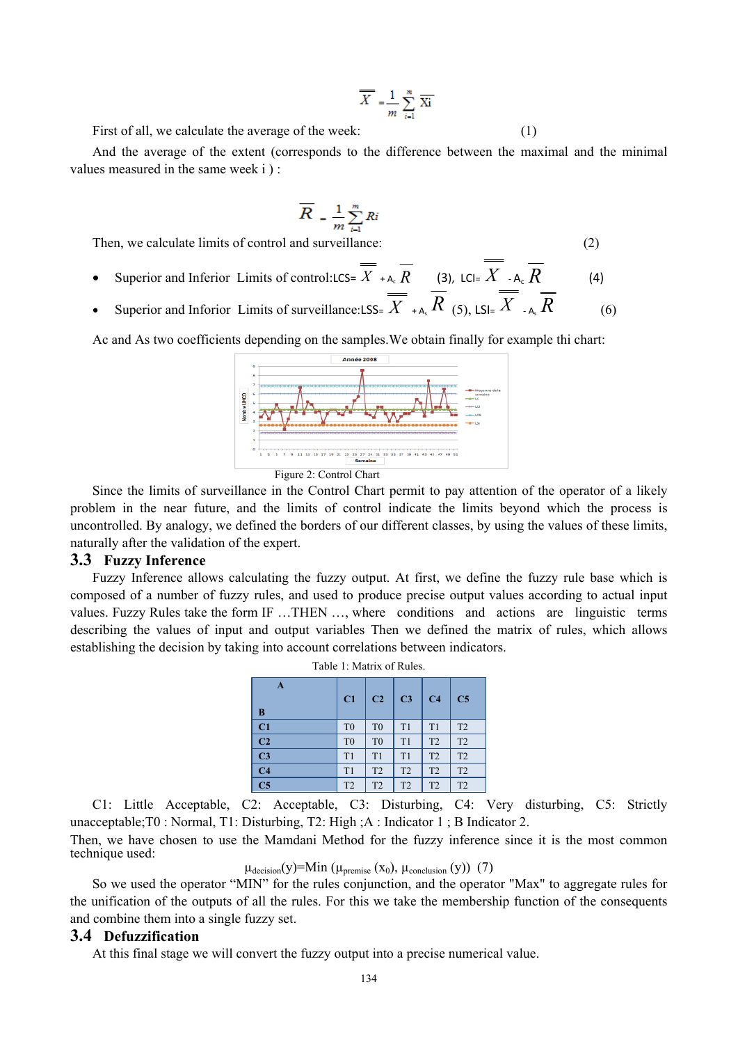$$\overline{\overline{X}} = \frac{1}{m}\sum_{i=1}^{m}\overline{Xi}$$

First of all, we calculate the average of the week: (1)

And the average of the extent (corresponds to the difference between the maximal and the minimal values measured in the same week i ) :

$$\overline{R} = \frac{1}{m}\sum_{i=1}^{m} Ri$$

Then, we calculate limits of control and surveillance: (2)

- Superior and Inferior Limits of control: $LCS = \overline{\overline{X}} + A_c\,\overline{R}$ (3), $LCI = \overline{\overline{X}} - A_c\,\overline{R}$ (4)
- Superior and Inforior Limits of surveillance: $LSS = \overline{\overline{X}} + A_s\,\overline{R}$ (5), $LSI = \overline{\overline{X}} - A_s\,\overline{R}$ (6)

Ac and As two coefficients depending on the samples.We obtain finally for example thi chart:

Figure 2: Control Chart

Since the limits of surveillance in the Control Chart permit to pay attention of the operator of a likely problem in the near future, and the limits of control indicate the limits beyond which the process is uncontrolled. By analogy, we defined the borders of our different classes, by using the values of these limits, naturally after the validation of the expert.

## 3.3 Fuzzy Inference

Fuzzy Inference allows calculating the fuzzy output. At first, we define the fuzzy rule base which is composed of a number of fuzzy rules, and used to produce precise output values according to actual input values. Fuzzy Rules take the form IF …THEN …, where conditions and actions are linguistic terms describing the values of input and output variables Then we defined the matrix of rules, which allows establishing the decision by taking into account correlations between indicators.

Table 1: Matrix of Rules.

| A / B | C1 | C2 | C3 | C4 | C5 |
|---|---|---|---|---|---|
| C1 | T0 | T0 | T1 | T1 | T2 |
| C2 | T0 | T0 | T1 | T2 | T2 |
| C3 | T1 | T1 | T1 | T2 | T2 |
| C4 | T1 | T2 | T2 | T2 | T2 |
| C5 | T2 | T2 | T2 | T2 | T2 |

C1: Little Acceptable, C2: Acceptable, C3: Disturbing, C4: Very disturbing, C5: Strictly unacceptable;T0 : Normal, T1: Disturbing, T2: High ;A : Indicator 1 ; B Indicator 2.

Then, we have chosen to use the Mamdani Method for the fuzzy inference since it is the most common technique used:

$$\mu_{decision}(y)=\mathrm{Min}\,(\mu_{premise}\,(x_0),\ \mu_{conclusion}\,(y)) \quad (7)$$

So we used the operator "MIN" for the rules conjunction, and the operator "Max" to aggregate rules for the unification of the outputs of all the rules. For this we take the membership function of the consequents and combine them into a single fuzzy set.

## 3.4 Defuzzification

At this final stage we will convert the fuzzy output into a precise numerical value.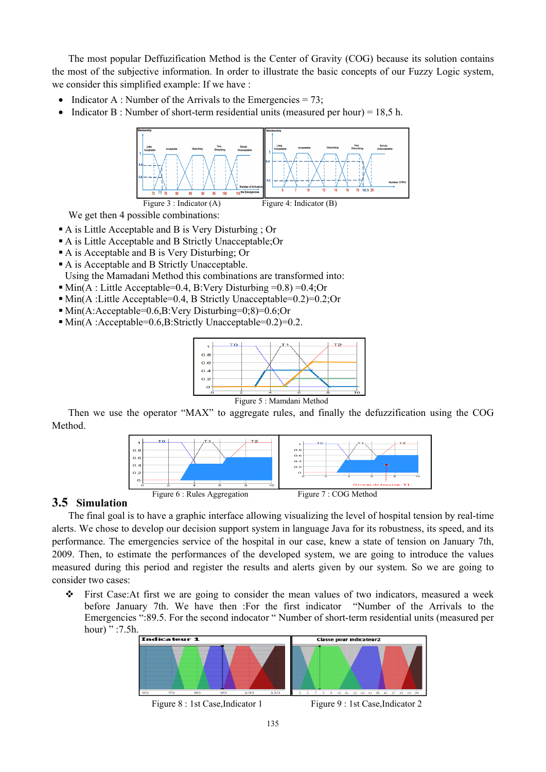The most popular Deffuzification Method is the Center of Gravity (COG) because its solution contains the most of the subjective information. In order to illustrate the basic concepts of our Fuzzy Logic system, we consider this simplified example: If we have :

- Indicator A : Number of the Arrivals to the Emergencies = 73;
- Indicator B : Number of short-term residential units (measured per hour) = 18,5 h.

Figure 3 : Indicator (A)

Figure 4: Indicator (B)

We get then 4 possible combinations:

- A is Little Acceptable and B is Very Disturbing ; Or
- A is Little Acceptable and B Strictly Unacceptable;Or
- A is Acceptable and B is Very Disturbing; Or
- A is Acceptable and B Strictly Unacceptable.

Using the Mamadani Method this combinations are transformed into:

- Min(A : Little Acceptable=0.4, B:Very Disturbing =0.8) =0.4;Or
- Min(A :Little Acceptable=0.4, B Strictly Unacceptable=0.2)=0.2;Or
- Min(A:Acceptable=0.6,B:Very Disturbing=0;8)=0.6;Or
- Min(A :Acceptable=0.6,B:Strictly Unacceptable=0.2)=0.2.

Figure 5 : Mamdani Method

Then we use the operator "MAX" to aggregate rules, and finally the defuzzification using the COG Method.

Figure 6 : Rules Aggregation

Figure 7 : COG Method

## 3.5 Simulation

The final goal is to have a graphic interface allowing visualizing the level of hospital tension by real-time alerts. We chose to develop our decision support system in language Java for its robustness, its speed, and its performance. The emergencies service of the hospital in our case, knew a state of tension on January 7th, 2009. Then, to estimate the performances of the developed system, we are going to introduce the values measured during this period and register the results and alerts given by our system. So we are going to consider two cases:

- First Case:At first we are going to consider the mean values of two indicators, measured a week before January 7th. We have then :For the first indicator "Number of the Arrivals to the Emergencies ":89.5. For the second indocator " Number of short-term residential units (measured per hour) " :7.5h.

Figure 8 : 1st Case,Indicator 1

Figure 9 : 1st Case,Indicator 2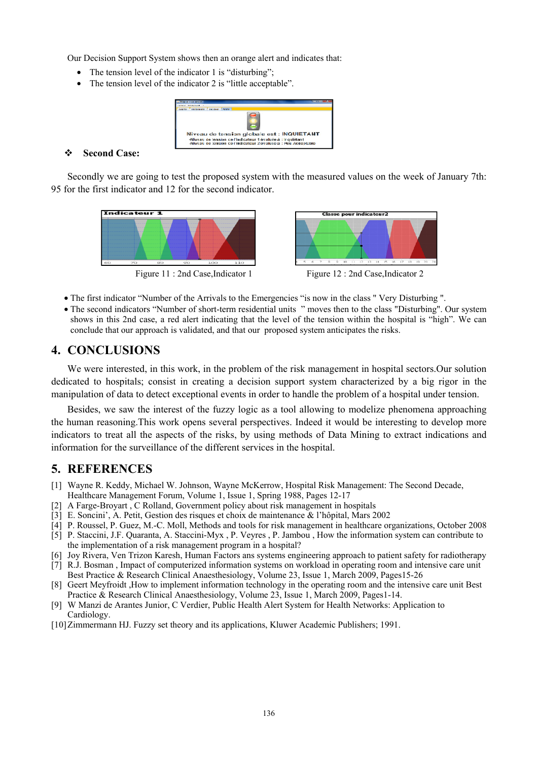Our Decision Support System shows then an orange alert and indicates that:

- The tension level of the indicator 1 is “disturbing”;
- The tension level of the indicator 2 is “little acceptable”.

Niveau de tension globale est : INQUIETANT
-Niveau de tension de l'indicateur 1 évaluée à : Inquiétant
-Niveau de tension de l'indicateur 2 évaluée à : Peu Acceptable

❖ **Second Case:**

Secondly we are going to test the proposed system with the measured values on the week of January 7th: 95 for the first indicator and 12 for the second indicator.

Indicateur 1

60 70 80 90 100 110

Figure 11 : 2nd Case,Indicator 1

Classe pour indicateur2

5 6 7 8 9 10 11 12 13 14 15 16 17 18 19 20 21

Figure 12 : 2nd Case,Indicator 2

- The first indicator “Number of the Arrivals to the Emergencies “is now in the class " Very Disturbing ".
- The second indicators “Number of short-term residential units ” moves then to the class "Disturbing". Our system shows in this 2nd case, a red alert indicating that the level of the tension within the hospital is “high”. We can conclude that our approach is validated, and that our proposed system anticipates the risks.

## 4. CONCLUSIONS

We were interested, in this work, in the problem of the risk management in hospital sectors.Our solution dedicated to hospitals; consist in creating a decision support system characterized by a big rigor in the manipulation of data to detect exceptional events in order to handle the problem of a hospital under tension.

Besides, we saw the interest of the fuzzy logic as a tool allowing to modelize phenomena approaching the human reasoning.This work opens several perspectives. Indeed it would be interesting to develop more indicators to treat all the aspects of the risks, by using methods of Data Mining to extract indications and information for the surveillance of the different services in the hospital.

## 5. REFERENCES

[1] Wayne R. Keddy, Michael W. Johnson, Wayne McKerrow, Hospital Risk Management: The Second Decade, Healthcare Management Forum, Volume 1, Issue 1, Spring 1988, Pages 12-17

[2] A Farge-Broyart , C Rolland, Government policy about risk management in hospitals

[3] E. Soncini’, A. Petit, Gestion des risques et choix de maintenance & l’hôpital, Mars 2002

[4] P. Roussel, P. Guez, M.-C. Moll, Methods and tools for risk management in healthcare organizations, October 2008

[5] P. Staccini, J.F. Quaranta, A. Staccini-Myx , P. Veyres , P. Jambou , How the information system can contribute to the implementation of a risk management program in a hospital?

[6] Joy Rivera, Ven Trizon Karesh, Human Factors ans systems engineering approach to patient safety for radiotherapy

[7] R.J. Bosman , Impact of computerized information systems on workload in operating room and intensive care unit Best Practice & Research Clinical Anaesthesiology, Volume 23, Issue 1, March 2009, Pages15-26

[8] Geert Meyfroidt ,How to implement information technology in the operating room and the intensive care unit Best Practice & Research Clinical Anaesthesiology, Volume 23, Issue 1, March 2009, Pages1-14.

[9] W Manzi de Arantes Junior, C Verdier, Public Health Alert System for Health Networks: Application to Cardiology.

[10] Zimmermann HJ. Fuzzy set theory and its applications, Kluwer Academic Publishers; 1991.